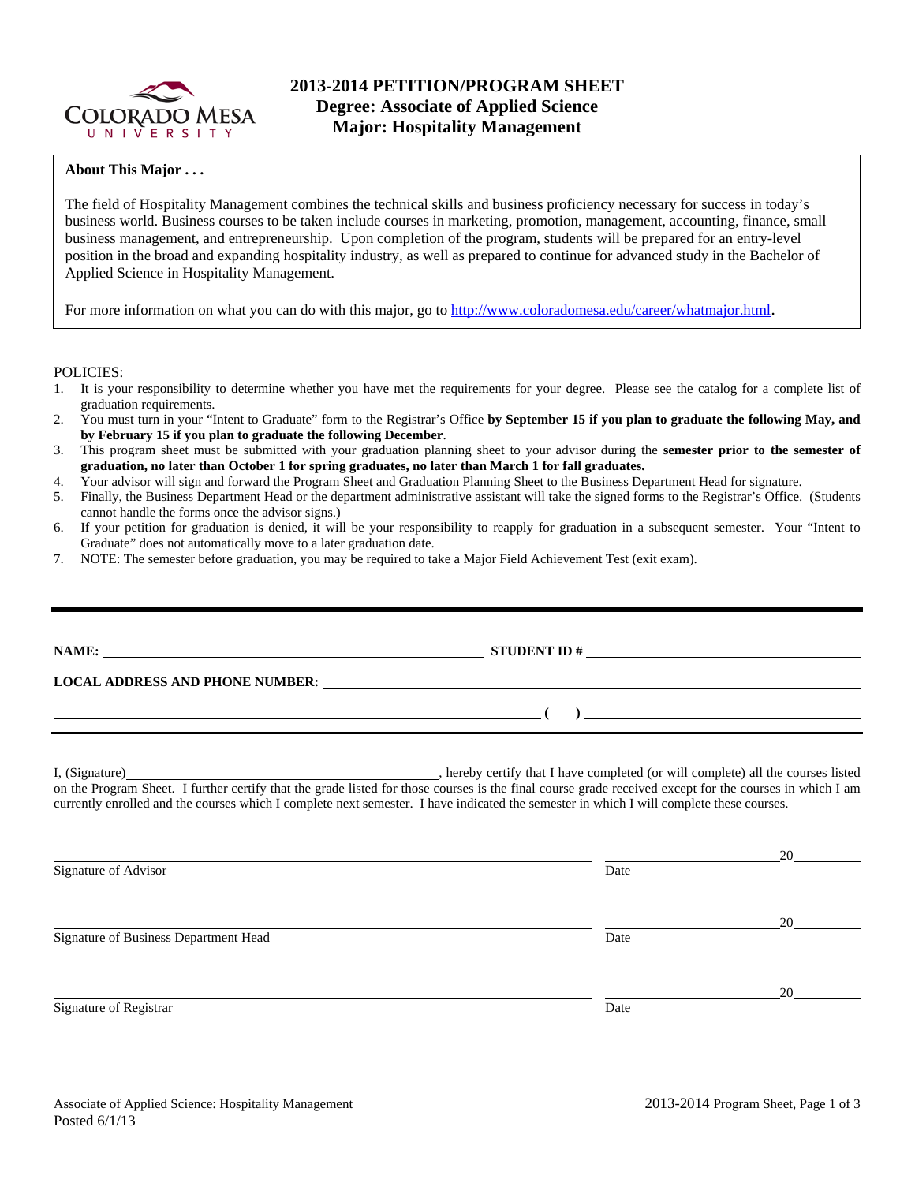# 2013-2014 PETITION/PROGRAM SHEET
## Degree: Associate of Applied Science
## Major: Hospitality Management

**About This Major . . .**

The field of Hospitality Management combines the technical skills and business proficiency necessary for success in today's business world. Business courses to be taken include courses in marketing, promotion, management, accounting, finance, small business management, and entrepreneurship. Upon completion of the program, students will be prepared for an entry-level position in the broad and expanding hospitality industry, as well as prepared to continue for advanced study in the Bachelor of Applied Science in Hospitality Management.

For more information on what you can do with this major, go to http://www.coloradomesa.edu/career/whatmajor.html.

POLICIES:

1. It is your responsibility to determine whether you have met the requirements for your degree. Please see the catalog for a complete list of graduation requirements.
2. You must turn in your "Intent to Graduate" form to the Registrar's Office **by September 15 if you plan to graduate the following May, and by February 15 if you plan to graduate the following December**.
3. This program sheet must be submitted with your graduation planning sheet to your advisor during the **semester prior to the semester of graduation, no later than October 1 for spring graduates, no later than March 1 for fall graduates.**
4. Your advisor will sign and forward the Program Sheet and Graduation Planning Sheet to the Business Department Head for signature.
5. Finally, the Business Department Head or the department administrative assistant will take the signed forms to the Registrar's Office. (Students cannot handle the forms once the advisor signs.)
6. If your petition for graduation is denied, it will be your responsibility to reapply for graduation in a subsequent semester. Your "Intent to Graduate" does not automatically move to a later graduation date.
7. NOTE: The semester before graduation, you may be required to take a Major Field Achievement Test (exit exam).

---

**NAME:** ______________________________ **STUDENT ID #** ______________________________

**LOCAL ADDRESS AND PHONE NUMBER:** ______________________________

______________________________ **( )** ______________________________

I, (Signature)______________________________, hereby certify that I have completed (or will complete) all the courses listed on the Program Sheet. I further certify that the grade listed for those courses is the final course grade received except for the courses in which I am currently enrolled and the courses which I complete next semester. I have indicated the semester in which I will complete these courses.

______________________________ ______________________ 20______
Signature of Advisor Date

______________________________ ______________________ 20______
Signature of Business Department Head Date

______________________________ ______________________ 20______
Signature of Registrar Date

Associate of Applied Science: Hospitality Management
Posted 6/1/13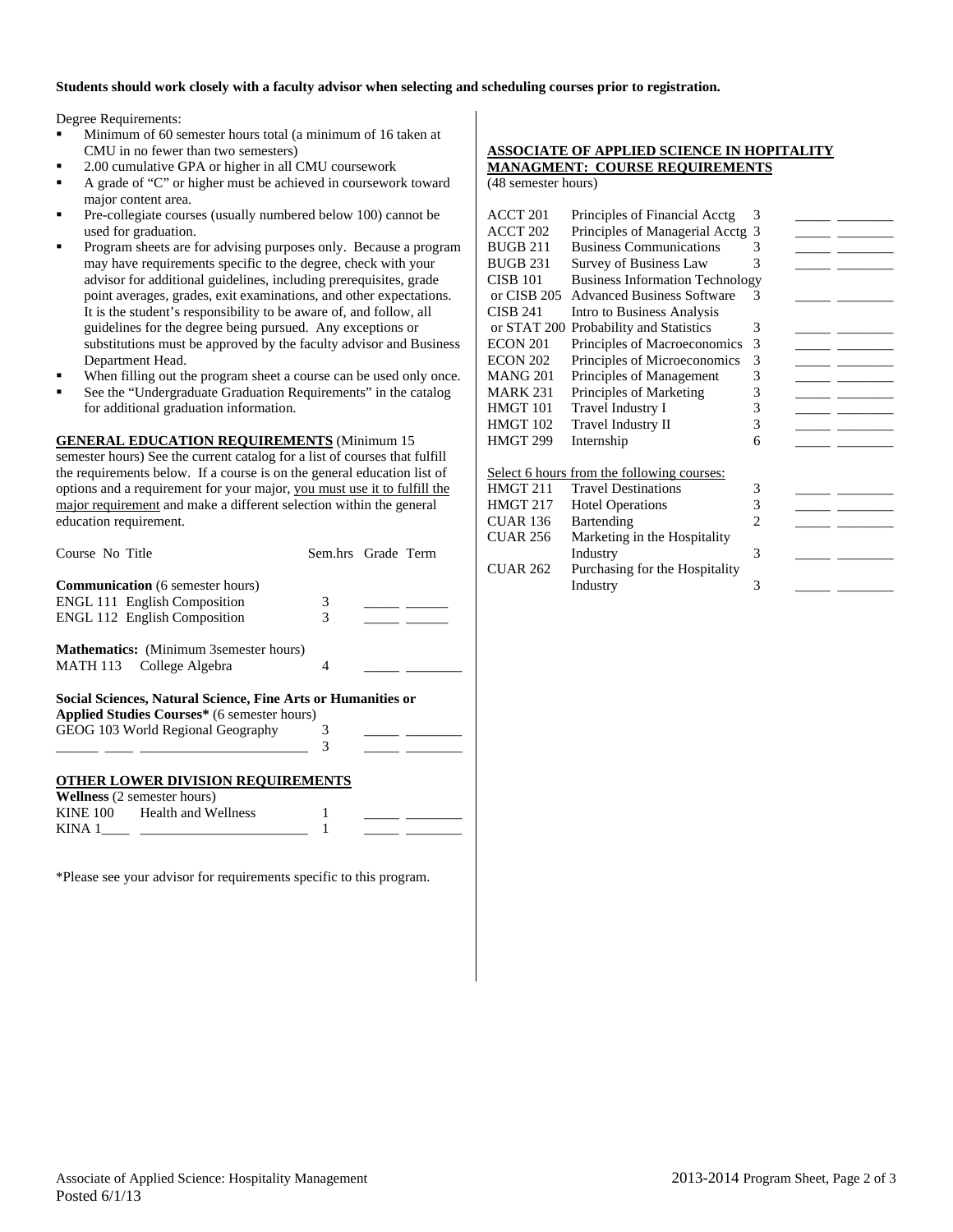**Students should work closely with a faculty advisor when selecting and scheduling courses prior to registration.**

Degree Requirements:

- Minimum of 60 semester hours total (a minimum of 16 taken at CMU in no fewer than two semesters)
- 2.00 cumulative GPA or higher in all CMU coursework
- A grade of "C" or higher must be achieved in coursework toward major content area.
- Pre-collegiate courses (usually numbered below 100) cannot be used for graduation.
- Program sheets are for advising purposes only. Because a program may have requirements specific to the degree, check with your advisor for additional guidelines, including prerequisites, grade point averages, grades, exit examinations, and other expectations. It is the student's responsibility to be aware of, and follow, all guidelines for the degree being pursued. Any exceptions or substitutions must be approved by the faculty advisor and Business Department Head.
- When filling out the program sheet a course can be used only once.
- See the "Undergraduate Graduation Requirements" in the catalog for additional graduation information.

**GENERAL EDUCATION REQUIREMENTS** (Minimum 15 semester hours) See the current catalog for a list of courses that fulfill the requirements below. If a course is on the general education list of options and a requirement for your major, you must use it to fulfill the major requirement and make a different selection within the general education requirement.

| Course No | Title | Sem.hrs | Grade | Term |
|---|---|---|---|---|
| **Communication** (6 semester hours) | | | | |
| ENGL 111 | English Composition | 3 | _____ | ______ |
| ENGL 112 | English Composition | 3 | _____ | ______ |
| **Mathematics:** (Minimum 3semester hours) | | | | |
| MATH 113 | College Algebra | 4 | _____ | ________ |
| **Social Sciences, Natural Science, Fine Arts or Humanities or Applied Studies Courses*** (6 semester hours) | | | | |
| GEOG 103 | World Regional Geography | 3 | _____ | ________ |
| ______ ____ | ________________________ | 3 | _____ | ________ |

**OTHER LOWER DIVISION REQUIREMENTS**

| Course No | Title | Sem.hrs | Grade | Term |
|---|---|---|---|---|
| **Wellness** (2 semester hours) | | | | |
| KINE 100 | Health and Wellness | 1 | _____ | ________ |
| KINA 1____ | ________________________ | 1 | _____ | ________ |

*Please see your advisor for requirements specific to this program.

**ASSOCIATE OF APPLIED SCIENCE IN HOPITALITY MANAGMENT: COURSE REQUIREMENTS**
(48 semester hours)

| Course No | Title | Sem.hrs | Grade | Term |
|---|---|---|---|---|
| ACCT 201 | Principles of Financial Acctg | 3 | _____ | ________ |
| ACCT 202 | Principles of Managerial Acctg | 3 | _____ | ________ |
| BUGB 211 | Business Communications | 3 | _____ | ________ |
| BUGB 231 | Survey of Business Law | 3 | _____ | ________ |
| CISB 101 or CISB 205 | Business Information Technology or Advanced Business Software | 3 | _____ | ________ |
| CISB 241 or STAT 200 | Intro to Business Analysis or Probability and Statistics | 3 | _____ | ________ |
| ECON 201 | Principles of Macroeconomics | 3 | _____ | ________ |
| ECON 202 | Principles of Microeconomics | 3 | _____ | ________ |
| MANG 201 | Principles of Management | 3 | _____ | ________ |
| MARK 231 | Principles of Marketing | 3 | _____ | ________ |
| HMGT 101 | Travel Industry I | 3 | _____ | ________ |
| HMGT 102 | Travel Industry II | 3 | _____ | ________ |
| HMGT 299 | Internship | 6 | _____ | ________ |

Select 6 hours from the following courses:

| Course No | Title | Sem.hrs | Grade | Term |
|---|---|---|---|---|
| HMGT 211 | Travel Destinations | 3 | _____ | ________ |
| HMGT 217 | Hotel Operations | 3 | _____ | ________ |
| CUAR 136 | Bartending | 2 | _____ | ________ |
| CUAR 256 | Marketing in the Hospitality Industry | 3 | _____ | ________ |
| CUAR 262 | Purchasing for the Hospitality Industry | 3 | _____ | ________ |

Associate of Applied Science: Hospitality Management
Posted 6/1/13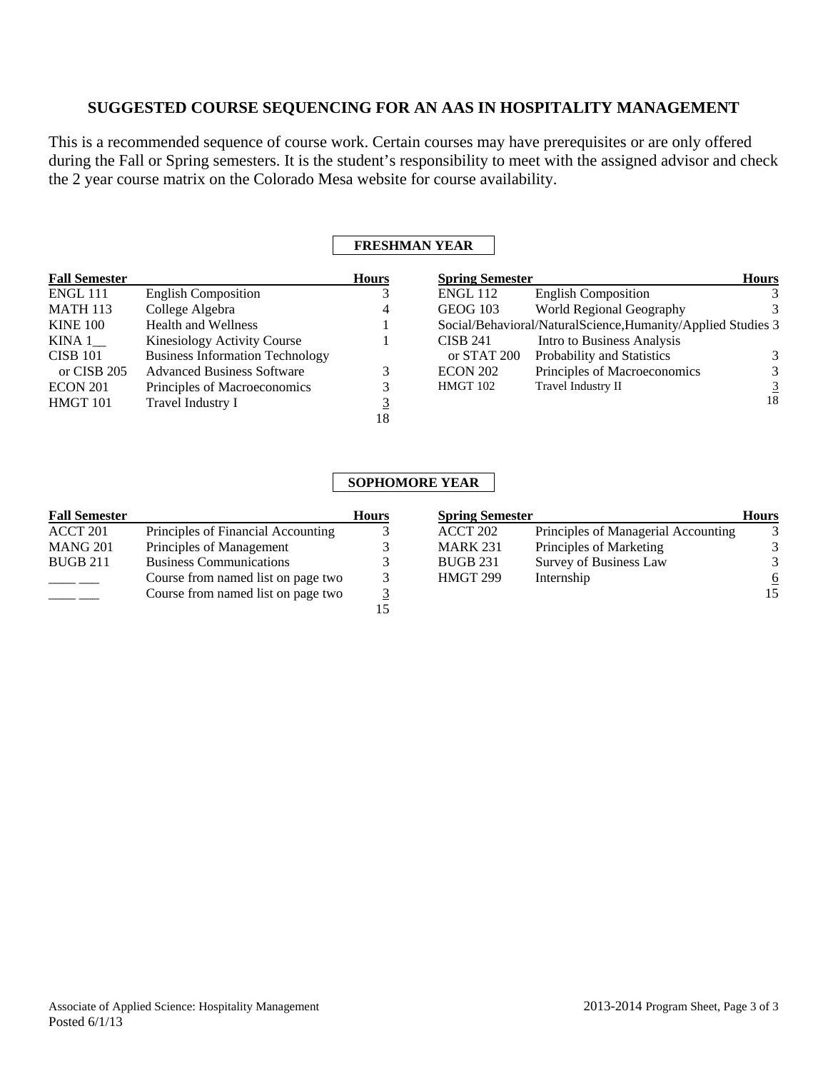## SUGGESTED COURSE SEQUENCING FOR AN AAS IN HOSPITALITY MANAGEMENT

This is a recommended sequence of course work. Certain courses may have prerequisites or are only offered during the Fall or Spring semesters. It is the student's responsibility to meet with the assigned advisor and check the 2 year course matrix on the Colorado Mesa website for course availability.

### FRESHMAN YEAR

| Fall Semester | | Hours |
|---|---|---|
| ENGL 111 | English Composition | 3 |
| MATH 113 | College Algebra | 4 |
| KINE 100 | Health and Wellness | 1 |
| KINA 1__ | Kinesiology Activity Course | 1 |
| CISB 101 | Business Information Technology | |
| or CISB 205 | Advanced Business Software | 3 |
| ECON 201 | Principles of Macroeconomics | 3 |
| HMGT 101 | Travel Industry I | 3 |
| | | 18 |

| Spring Semester | | Hours |
|---|---|---|
| ENGL 112 | English Composition | 3 |
| GEOG 103 | World Regional Geography | 3 |
| Social/Behavioral/NaturalScience,Humanity/Applied Studies | | 3 |
| CISB 241 | Intro to Business Analysis | |
| or STAT 200 | Probability and Statistics | 3 |
| ECON 202 | Principles of Macroeconomics | 3 |
| HMGT 102 | Travel Industry II | 3 |
| | | 18 |

### SOPHOMORE YEAR

| Fall Semester | | Hours |
|---|---|---|
| ACCT 201 | Principles of Financial Accounting | 3 |
| MANG 201 | Principles of Management | 3 |
| BUGB 211 | Business Communications | 3 |
| ____ ___ | Course from named list on page two | 3 |
| ____ ___ | Course from named list on page two | 3 |
| | | 15 |

| Spring Semester | | Hours |
|---|---|---|
| ACCT 202 | Principles of Managerial Accounting | 3 |
| MARK 231 | Principles of Marketing | 3 |
| BUGB 231 | Survey of Business Law | 3 |
| HMGT 299 | Internship | 6 |
| | | 15 |

Associate of Applied Science: Hospitality Management
Posted 6/1/13